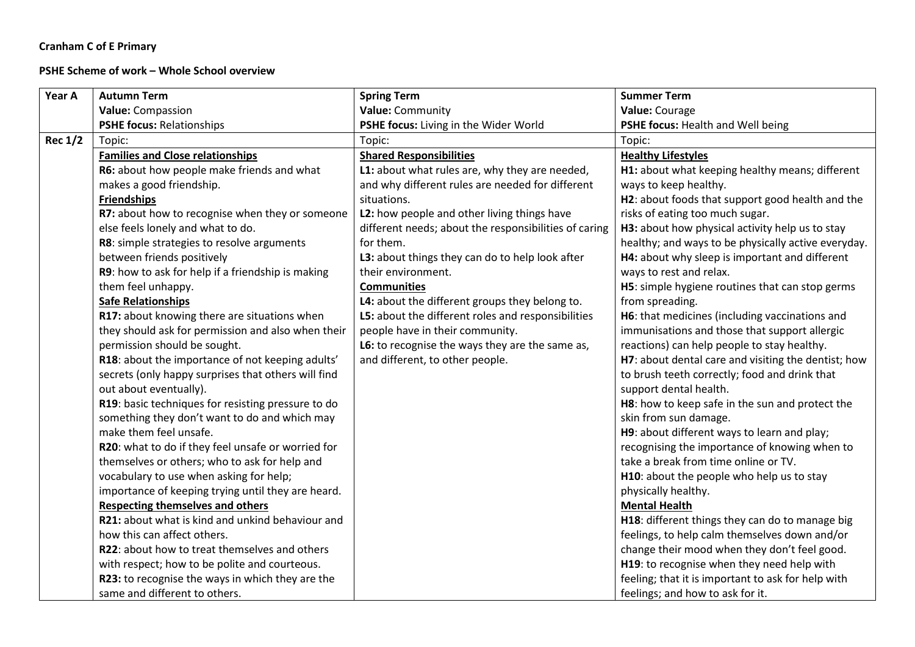**Cranham C of E Primary**

**PSHE Scheme of work – Whole School overview**

| Year A | Autumn Term<br>**Value:** Compassion<br>**PSHE focus:** Relationships | Spring Term<br>**Value:** Community<br>**PSHE focus:** Living in the Wider World | Summer Term<br>**Value:** Courage<br>**PSHE focus:** Health and Well being |
|---|---|---|---|
| **Rec 1/2** | Topic:<br>**Families and Close relationships**<br>**R6:** about how people make friends and what makes a good friendship.<br>**Friendships**<br>**R7:** about how to recognise when they or someone else feels lonely and what to do.<br>**R8**: simple strategies to resolve arguments between friends positively<br>**R9**: how to ask for help if a friendship is making them feel unhappy.<br>**Safe Relationships**<br>**R17:** about knowing there are situations when they should ask for permission and also when their permission should be sought.<br>**R18**: about the importance of not keeping adults' secrets (only happy surprises that others will find out about eventually).<br>**R19**: basic techniques for resisting pressure to do something they don't want to do and which may make them feel unsafe.<br>**R20**: what to do if they feel unsafe or worried for themselves or others; who to ask for help and vocabulary to use when asking for help; importance of keeping trying until they are heard.<br>**Respecting themselves and others**<br>**R21:** about what is kind and unkind behaviour and how this can affect others.<br>**R22**: about how to treat themselves and others with respect; how to be polite and courteous.<br>**R23:** to recognise the ways in which they are the same and different to others. | Topic:<br>**Shared Responsibilities**<br>**L1:** about what rules are, why they are needed, and why different rules are needed for different situations.<br>**L2:** how people and other living things have different needs; about the responsibilities of caring for them.<br>**L3:** about things they can do to help look after their environment.<br>**Communities**<br>**L4:** about the different groups they belong to.<br>**L5:** about the different roles and responsibilities people have in their community.<br>**L6:** to recognise the ways they are the same as, and different, to other people. | Topic:<br>**Healthy Lifestyles**<br>**H1:** about what keeping healthy means; different ways to keep healthy.<br>**H2**: about foods that support good health and the risks of eating too much sugar.<br>**H3:** about how physical activity help us to stay healthy; and ways to be physically active everyday.<br>**H4:** about why sleep is important and different ways to rest and relax.<br>**H5**: simple hygiene routines that can stop germs from spreading.<br>**H6**: that medicines (including vaccinations and immunisations and those that support allergic reactions) can help people to stay healthy.<br>**H7**: about dental care and visiting the dentist; how to brush teeth correctly; food and drink that support dental health.<br>**H8**: how to keep safe in the sun and protect the skin from sun damage.<br>**H9**: about different ways to learn and play; recognising the importance of knowing when to take a break from time online or TV.<br>**H10**: about the people who help us to stay physically healthy.<br>**Mental Health**<br>**H18**: different things they can do to manage big feelings, to help calm themselves down and/or change their mood when they don't feel good.<br>**H19**: to recognise when they need help with feeling; that it is important to ask for help with feelings; and how to ask for it. |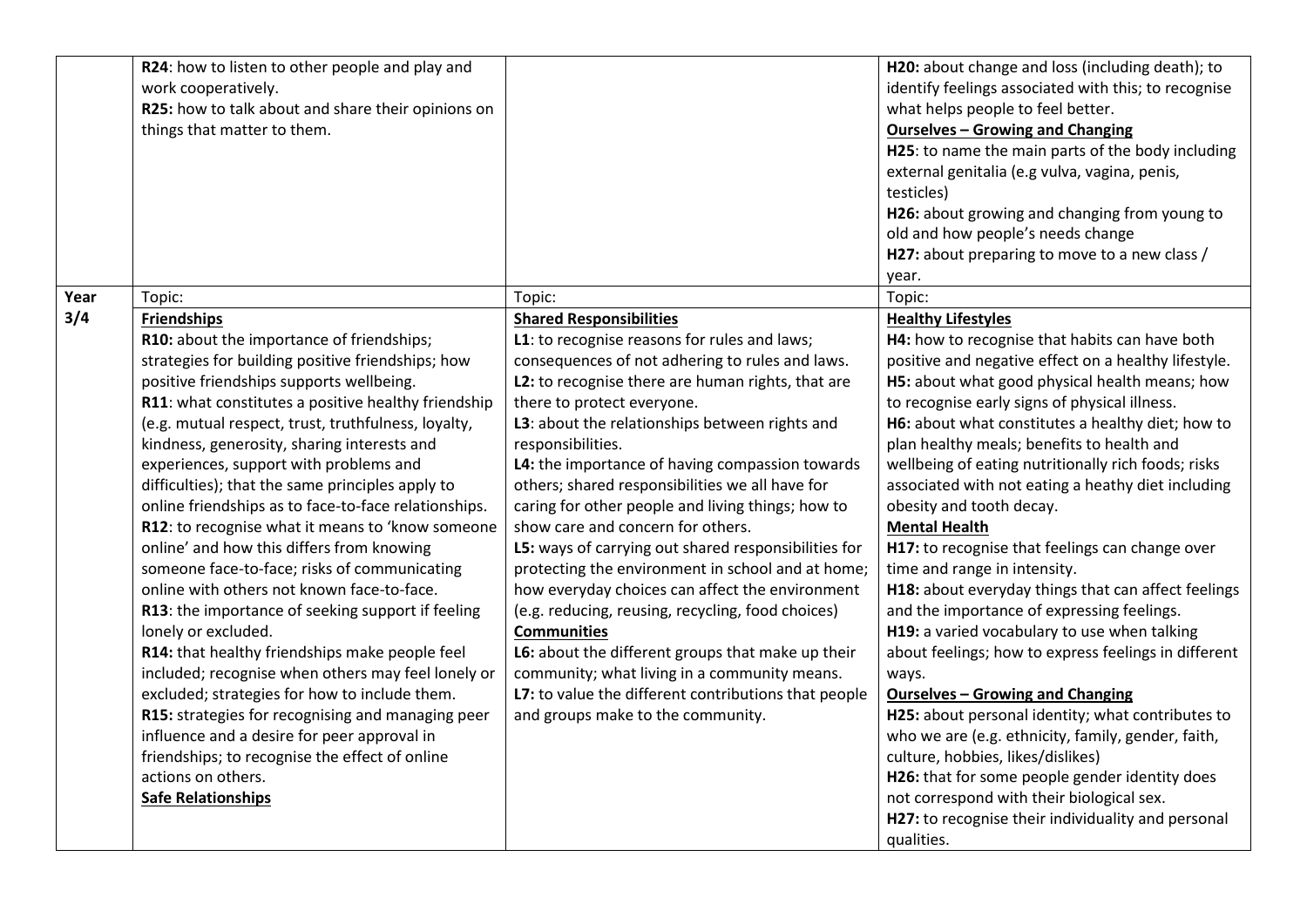| | | | |
|---|---|---|---|
| | **R24**: how to listen to other people and play and work cooperatively.<br>**R25:** how to talk about and share their opinions on things that matter to them. | | **H20:** about change and loss (including death); to identify feelings associated with this; to recognise what helps people to feel better.<br>**Ourselves – Growing and Changing**<br>**H25**: to name the main parts of the body including external genitalia (e.g vulva, vagina, penis, testicles)<br>**H26:** about growing and changing from young to old and how people's needs change<br>**H27:** about preparing to move to a new class / year. |
| **Year 3/4** | Topic:<br>**Friendships**<br>**R10:** about the importance of friendships; strategies for building positive friendships; how positive friendships supports wellbeing.<br>**R11**: what constitutes a positive healthy friendship (e.g. mutual respect, trust, truthfulness, loyalty, kindness, generosity, sharing interests and experiences, support with problems and difficulties); that the same principles apply to online friendships as to face-to-face relationships.<br>**R12**: to recognise what it means to 'know someone online' and how this differs from knowing someone face-to-face; risks of communicating online with others not known face-to-face.<br>**R13**: the importance of seeking support if feeling lonely or excluded.<br>**R14:** that healthy friendships make people feel included; recognise when others may feel lonely or excluded; strategies for how to include them.<br>**R15:** strategies for recognising and managing peer influence and a desire for peer approval in friendships; to recognise the effect of online actions on others.<br>**Safe Relationships** | Topic:<br>**Shared Responsibilities**<br>**L1**: to recognise reasons for rules and laws; consequences of not adhering to rules and laws.<br>**L2:** to recognise there are human rights, that are there to protect everyone.<br>**L3**: about the relationships between rights and responsibilities.<br>**L4:** the importance of having compassion towards others; shared responsibilities we all have for caring for other people and living things; how to show care and concern for others.<br>**L5:** ways of carrying out shared responsibilities for protecting the environment in school and at home; how everyday choices can affect the environment (e.g. reducing, reusing, recycling, food choices)<br>**Communities**<br>**L6:** about the different groups that make up their community; what living in a community means.<br>**L7:** to value the different contributions that people and groups make to the community. | Topic:<br>**Healthy Lifestyles**<br>**H4:** how to recognise that habits can have both positive and negative effect on a healthy lifestyle.<br>**H5:** about what good physical health means; how to recognise early signs of physical illness.<br>**H6:** about what constitutes a healthy diet; how to plan healthy meals; benefits to health and wellbeing of eating nutritionally rich foods; risks associated with not eating a heathy diet including obesity and tooth decay.<br>**Mental Health**<br>**H17:** to recognise that feelings can change over time and range in intensity.<br>**H18:** about everyday things that can affect feelings and the importance of expressing feelings.<br>**H19:** a varied vocabulary to use when talking about feelings; how to express feelings in different ways.<br>**Ourselves – Growing and Changing**<br>**H25:** about personal identity; what contributes to who we are (e.g. ethnicity, family, gender, faith, culture, hobbies, likes/dislikes)<br>**H26:** that for some people gender identity does not correspond with their biological sex.<br>**H27:** to recognise their individuality and personal qualities. |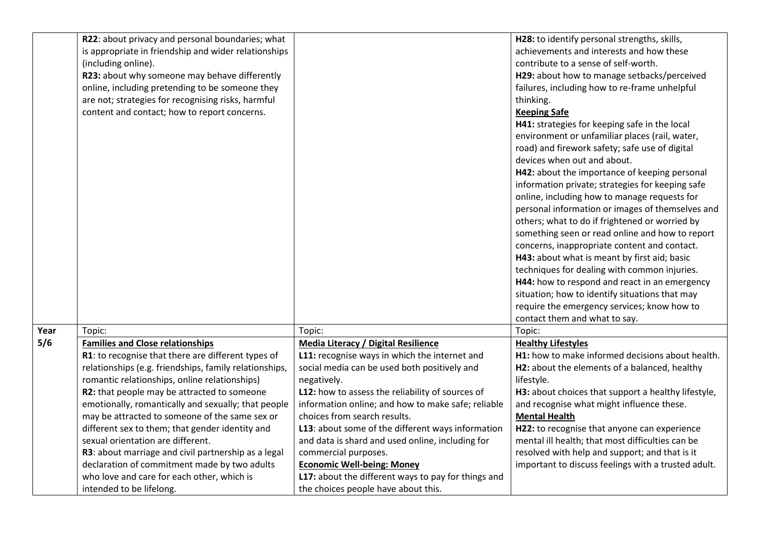| | | | |
|---|---|---|---|
| | **R22**: about privacy and personal boundaries; what is appropriate in friendship and wider relationships (including online).<br>**R23:** about why someone may behave differently online, including pretending to be someone they are not; strategies for recognising risks, harmful content and contact; how to report concerns. | | **H28:** to identify personal strengths, skills, achievements and interests and how these contribute to a sense of self-worth.<br>**H29:** about how to manage setbacks/perceived failures, including how to re-frame unhelpful thinking.<br>**<u>Keeping Safe</u>**<br>**H41:** strategies for keeping safe in the local environment or unfamiliar places (rail, water, road) and firework safety; safe use of digital devices when out and about.<br>**H42:** about the importance of keeping personal information private; strategies for keeping safe online, including how to manage requests for personal information or images of themselves and others; what to do if frightened or worried by something seen or read online and how to report concerns, inappropriate content and contact.<br>**H43:** about what is meant by first aid; basic techniques for dealing with common injuries.<br>**H44:** how to respond and react in an emergency situation; how to identify situations that may require the emergency services; know how to contact them and what to say. |
| **Year** | Topic: | Topic: | Topic: |
| **5/6** | **<u>Families and Close relationships</u>**<br>**R1**: to recognise that there are different types of relationships (e.g. friendships, family relationships, romantic relationships, online relationships)<br>**R2:** that people may be attracted to someone emotionally, romantically and sexually; that people may be attracted to someone of the same sex or different sex to them; that gender identity and sexual orientation are different.<br>**R3**: about marriage and civil partnership as a legal declaration of commitment made by two adults who love and care for each other, which is intended to be lifelong. | **<u>Media Literacy / Digital Resilience</u>**<br>**L11:** recognise ways in which the internet and social media can be used both positively and negatively.<br>**L12:** how to assess the reliability of sources of information online; and how to make safe; reliable choices from search results.<br>**L13**: about some of the different ways information and data is shard and used online, including for commercial purposes.<br>**<u>Economic Well-being: Money</u>**<br>**L17:** about the different ways to pay for things and the choices people have about this. | **<u>Healthy Lifestyles</u>**<br>**H1:** how to make informed decisions about health.<br>**H2:** about the elements of a balanced, healthy lifestyle.<br>**H3:** about choices that support a healthy lifestyle, and recognise what might influence these.<br>**<u>Mental Health</u>**<br>**H22:** to recognise that anyone can experience mental ill health; that most difficulties can be resolved with help and support; and that is it important to discuss feelings with a trusted adult. |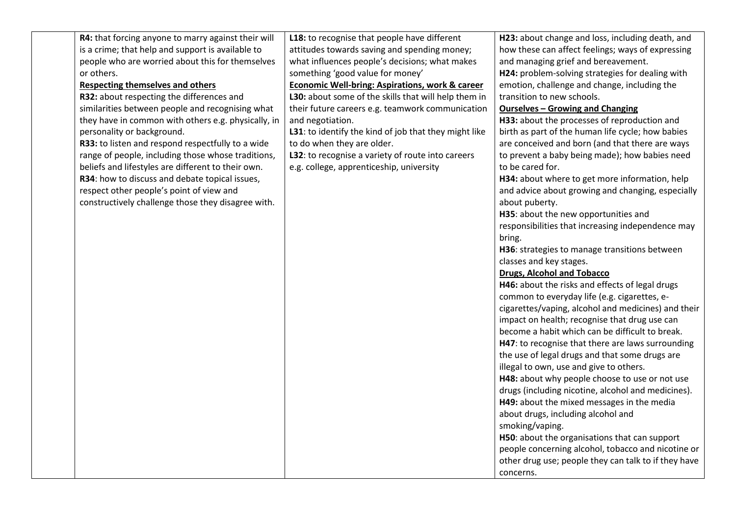| | | | |
|---|---|---|---|
| | **R4:** that forcing anyone to marry against their will is a crime; that help and support is available to people who are worried about this for themselves or others.<br>**<u>Respecting themselves and others</u>**<br>**R32:** about respecting the differences and similarities between people and recognising what they have in common with others e.g. physically, in personality or background.<br>**R33:** to listen and respond respectfully to a wide range of people, including those whose traditions, beliefs and lifestyles are different to their own.<br>**R34**: how to discuss and debate topical issues, respect other people's point of view and constructively challenge those they disagree with. | **L18:** to recognise that people have different attitudes towards saving and spending money; what influences people's decisions; what makes something 'good value for money'<br>**<u>Economic Well-bring: Aspirations, work & career</u>**<br>**L30:** about some of the skills that will help them in their future careers e.g. teamwork communication and negotiation.<br>**L31**: to identify the kind of job that they might like to do when they are older.<br>**L32**: to recognise a variety of route into careers e.g. college, apprenticeship, university | **H23:** about change and loss, including death, and how these can affect feelings; ways of expressing and managing grief and bereavement.<br>**H24:** problem-solving strategies for dealing with emotion, challenge and change, including the transition to new schools.<br>**<u>Ourselves – Growing and Changing</u>**<br>**H33:** about the processes of reproduction and birth as part of the human life cycle; how babies are conceived and born (and that there are ways to prevent a baby being made); how babies need to be cared for.<br>**H34:** about where to get more information, help and advice about growing and changing, especially about puberty.<br>**H35**: about the new opportunities and responsibilities that increasing independence may bring.<br>**H36**: strategies to manage transitions between classes and key stages.<br>**<u>Drugs, Alcohol and Tobacco</u>**<br>**H46:** about the risks and effects of legal drugs common to everyday life (e.g. cigarettes, e-cigarettes/vaping, alcohol and medicines) and their impact on health; recognise that drug use can become a habit which can be difficult to break.<br>**H47**: to recognise that there are laws surrounding the use of legal drugs and that some drugs are illegal to own, use and give to others.<br>**H48:** about why people choose to use or not use drugs (including nicotine, alcohol and medicines).<br>**H49:** about the mixed messages in the media about drugs, including alcohol and smoking/vaping.<br>**H50**: about the organisations that can support people concerning alcohol, tobacco and nicotine or other drug use; people they can talk to if they have concerns. |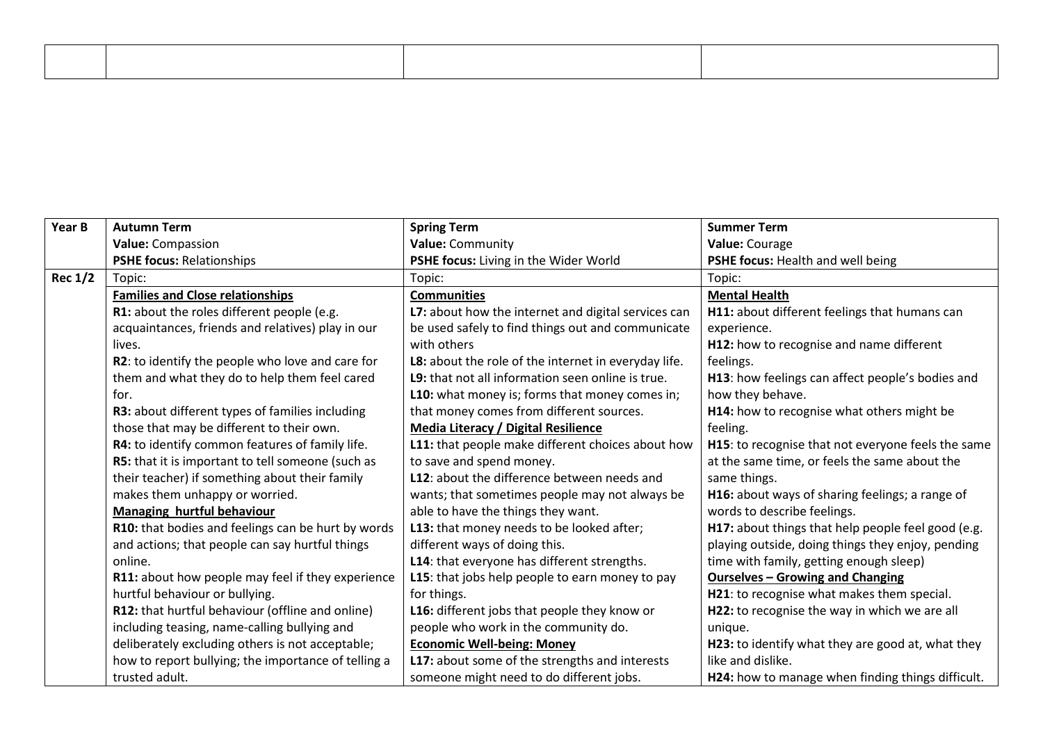| | | | |
|---|---|---|---|
| | | | |

| Year B | Autumn Term<br>**Value:** Compassion<br>**PSHE focus:** Relationships | Spring Term<br>**Value:** Community<br>**PSHE focus:** Living in the Wider World | Summer Term<br>**Value:** Courage<br>**PSHE focus:** Health and well being |
|---|---|---|---|
| **Rec 1/2** | Topic: | Topic: | Topic: |
| | **Families and Close relationships**<br>**R1:** about the roles different people (e.g. acquaintances, friends and relatives) play in our lives.<br>**R2**: to identify the people who love and care for them and what they do to help them feel cared for.<br>**R3:** about different types of families including those that may be different to their own.<br>**R4:** to identify common features of family life.<br>**R5:** that it is important to tell someone (such as their teacher) if something about their family makes them unhappy or worried.<br>**Managing hurtful behaviour**<br>**R10:** that bodies and feelings can be hurt by words and actions; that people can say hurtful things online.<br>**R11:** about how people may feel if they experience hurtful behaviour or bullying.<br>**R12:** that hurtful behaviour (offline and online) including teasing, name-calling bullying and deliberately excluding others is not acceptable; how to report bullying; the importance of telling a trusted adult. | **Communities**<br>**L7:** about how the internet and digital services can be used safely to find things out and communicate with others<br>**L8:** about the role of the internet in everyday life.<br>**L9:** that not all information seen online is true.<br>**L10:** what money is; forms that money comes in; that money comes from different sources.<br>**Media Literacy / Digital Resilience**<br>**L11:** that people make different choices about how to save and spend money.<br>**L12**: about the difference between needs and wants; that sometimes people may not always be able to have the things they want.<br>**L13:** that money needs to be looked after; different ways of doing this.<br>**L14**: that everyone has different strengths.<br>**L15**: that jobs help people to earn money to pay for things.<br>**L16:** different jobs that people they know or people who work in the community do.<br>**Economic Well-being: Money**<br>**L17:** about some of the strengths and interests someone might need to do different jobs. | **Mental Health**<br>**H11:** about different feelings that humans can experience.<br>**H12:** how to recognise and name different feelings.<br>**H13**: how feelings can affect people's bodies and how they behave.<br>**H14:** how to recognise what others might be feeling.<br>**H15**: to recognise that not everyone feels the same at the same time, or feels the same about the same things.<br>**H16:** about ways of sharing feelings; a range of words to describe feelings.<br>**H17:** about things that help people feel good (e.g. playing outside, doing things they enjoy, pending time with family, getting enough sleep)<br>**Ourselves – Growing and Changing**<br>**H21**: to recognise what makes them special.<br>**H22:** to recognise the way in which we are all unique.<br>**H23:** to identify what they are good at, what they like and dislike.<br>**H24:** how to manage when finding things difficult. |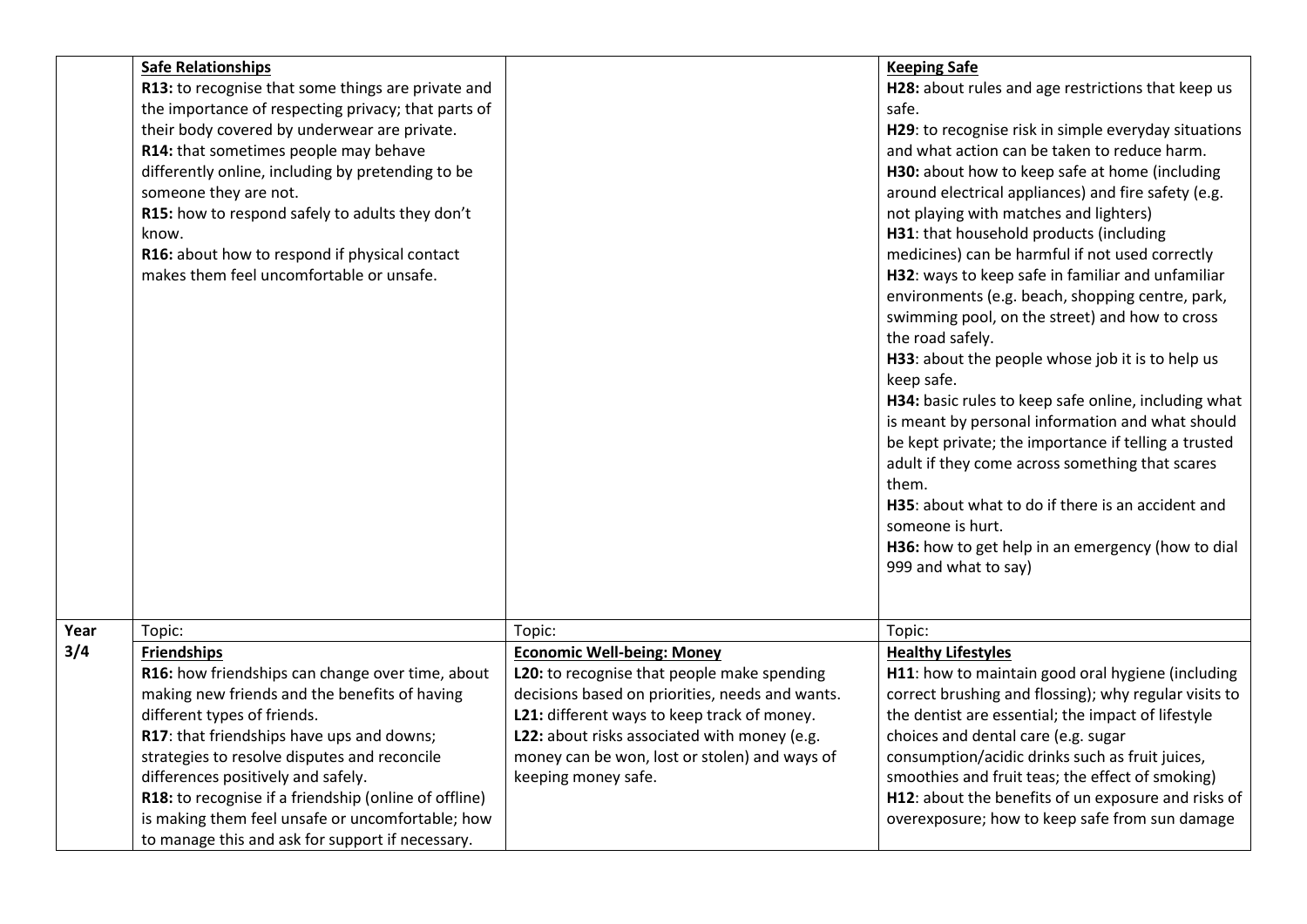| | | | |
|---|---|---|---|
| | **Safe Relationships**<br>**R13:** to recognise that some things are private and the importance of respecting privacy; that parts of their body covered by underwear are private.<br>**R14:** that sometimes people may behave differently online, including by pretending to be someone they are not.<br>**R15:** how to respond safely to adults they don't know.<br>**R16:** about how to respond if physical contact makes them feel uncomfortable or unsafe. | | **Keeping Safe**<br>**H28:** about rules and age restrictions that keep us safe.<br>**H29**: to recognise risk in simple everyday situations and what action can be taken to reduce harm.<br>**H30:** about how to keep safe at home (including around electrical appliances) and fire safety (e.g. not playing with matches and lighters)<br>**H31**: that household products (including medicines) can be harmful if not used correctly<br>**H32**: ways to keep safe in familiar and unfamiliar environments (e.g. beach, shopping centre, park, swimming pool, on the street) and how to cross the road safely.<br>**H33**: about the people whose job it is to help us keep safe.<br>**H34:** basic rules to keep safe online, including what is meant by personal information and what should be kept private; the importance if telling a trusted adult if they come across something that scares them.<br>**H35**: about what to do if there is an accident and someone is hurt.<br>**H36:** how to get help in an emergency (how to dial 999 and what to say) |
| **Year 3/4** | Topic:<br>**Friendships**<br>**R16:** how friendships can change over time, about making new friends and the benefits of having different types of friends.<br>**R17**: that friendships have ups and downs; strategies to resolve disputes and reconcile differences positively and safely.<br>**R18:** to recognise if a friendship (online of offline) is making them feel unsafe or uncomfortable; how to manage this and ask for support if necessary. | Topic:<br>**Economic Well-being: Money**<br>**L20:** to recognise that people make spending decisions based on priorities, needs and wants.<br>**L21:** different ways to keep track of money.<br>**L22:** about risks associated with money (e.g. money can be won, lost or stolen) and ways of keeping money safe. | Topic:<br>**Healthy Lifestyles**<br>**H11**: how to maintain good oral hygiene (including correct brushing and flossing); why regular visits to the dentist are essential; the impact of lifestyle choices and dental care (e.g. sugar consumption/acidic drinks such as fruit juices, smoothies and fruit teas; the effect of smoking)<br>**H12**: about the benefits of un exposure and risks of overexposure; how to keep safe from sun damage |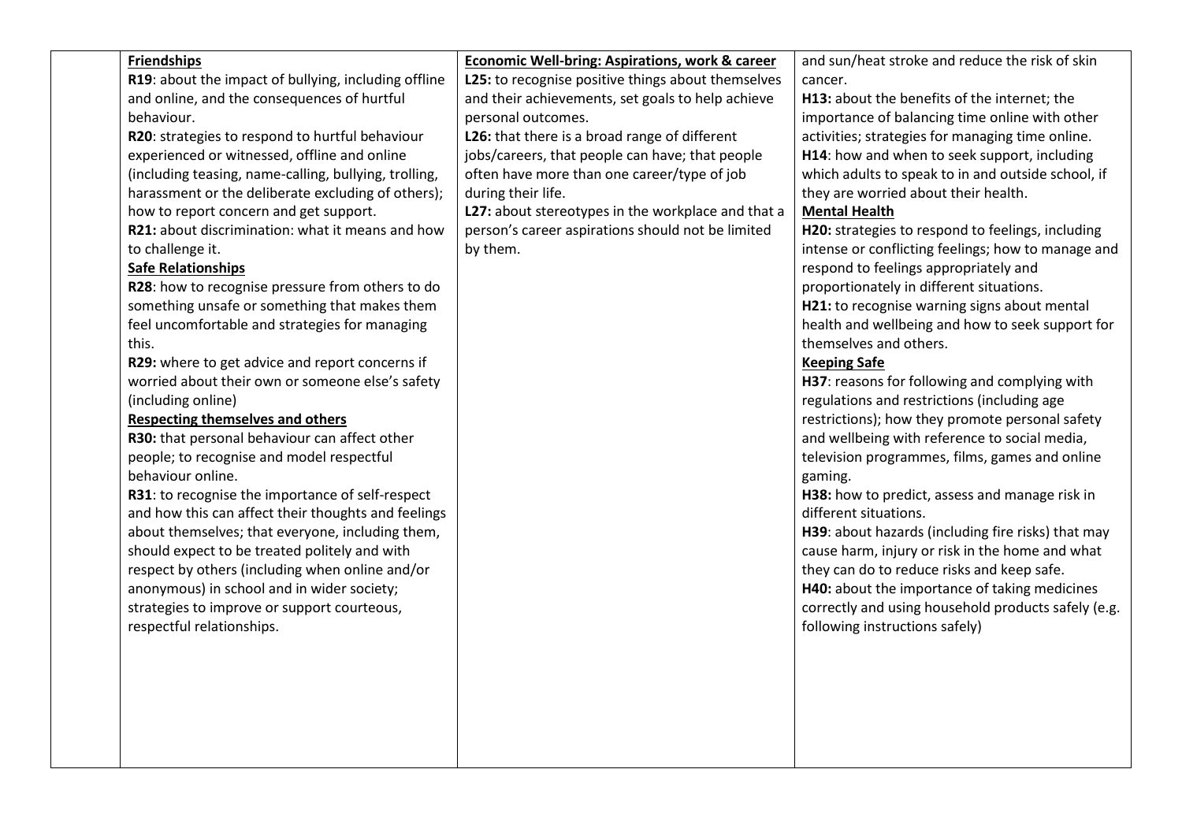| | | | |
|---|---|---|---|
| | **Friendships**<br>**R19**: about the impact of bullying, including offline and online, and the consequences of hurtful behaviour.<br>**R20**: strategies to respond to hurtful behaviour experienced or witnessed, offline and online (including teasing, name-calling, bullying, trolling, harassment or the deliberate excluding of others); how to report concern and get support.<br>**R21:** about discrimination: what it means and how to challenge it.<br>**Safe Relationships**<br>**R28**: how to recognise pressure from others to do something unsafe or something that makes them feel uncomfortable and strategies for managing this.<br>**R29:** where to get advice and report concerns if worried about their own or someone else's safety (including online)<br>**Respecting themselves and others**<br>**R30:** that personal behaviour can affect other people; to recognise and model respectful behaviour online.<br>**R31**: to recognise the importance of self-respect and how this can affect their thoughts and feelings about themselves; that everyone, including them, should expect to be treated politely and with respect by others (including when online and/or anonymous) in school and in wider society; strategies to improve or support courteous, respectful relationships. | **Economic Well-bring: Aspirations, work & career**<br>**L25:** to recognise positive things about themselves and their achievements, set goals to help achieve personal outcomes.<br>**L26:** that there is a broad range of different jobs/careers, that people can have; that people often have more than one career/type of job during their life.<br>**L27:** about stereotypes in the workplace and that a person's career aspirations should not be limited by them. | and sun/heat stroke and reduce the risk of skin cancer.<br>**H13:** about the benefits of the internet; the importance of balancing time online with other activities; strategies for managing time online.<br>**H14**: how and when to seek support, including which adults to speak to in and outside school, if they are worried about their health.<br>**Mental Health**<br>**H20:** strategies to respond to feelings, including intense or conflicting feelings; how to manage and respond to feelings appropriately and proportionately in different situations.<br>**H21:** to recognise warning signs about mental health and wellbeing and how to seek support for themselves and others.<br>**Keeping Safe**<br>**H37**: reasons for following and complying with regulations and restrictions (including age restrictions); how they promote personal safety and wellbeing with reference to social media, television programmes, films, games and online gaming.<br>**H38:** how to predict, assess and manage risk in different situations.<br>**H39**: about hazards (including fire risks) that may cause harm, injury or risk in the home and what they can do to reduce risks and keep safe.<br>**H40:** about the importance of taking medicines correctly and using household products safely (e.g. following instructions safely) |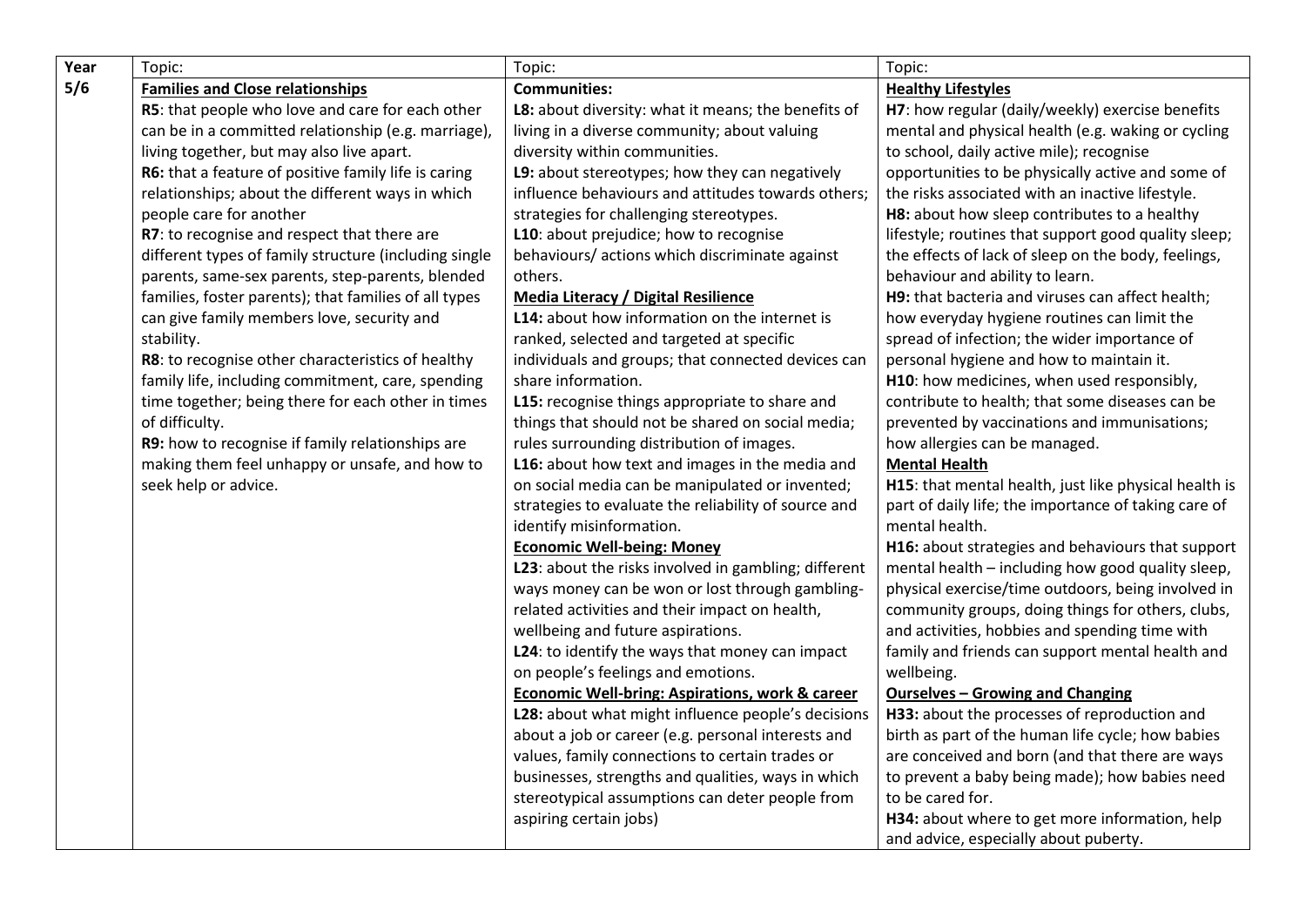| Year | Topic: | Topic: | Topic: |
| --- | --- | --- | --- |
| 5/6 | **Families and Close relationships**<br>**R5**: that people who love and care for each other can be in a committed relationship (e.g. marriage), living together, but may also live apart.<br>**R6:** that a feature of positive family life is caring relationships; about the different ways in which people care for another<br>**R7**: to recognise and respect that there are different types of family structure (including single parents, same-sex parents, step-parents, blended families, foster parents); that families of all types can give family members love, security and stability.<br>**R8**: to recognise other characteristics of healthy family life, including commitment, care, spending time together; being there for each other in times of difficulty.<br>**R9:** how to recognise if family relationships are making them feel unhappy or unsafe, and how to seek help or advice. | **Communities:**<br>**L8:** about diversity: what it means; the benefits of living in a diverse community; about valuing diversity within communities.<br>**L9:** about stereotypes; how they can negatively influence behaviours and attitudes towards others; strategies for challenging stereotypes.<br>**L10**: about prejudice; how to recognise behaviours/ actions which discriminate against others.<br>**Media Literacy / Digital Resilience**<br>**L14:** about how information on the internet is ranked, selected and targeted at specific individuals and groups; that connected devices can share information.<br>**L15:** recognise things appropriate to share and things that should not be shared on social media; rules surrounding distribution of images.<br>**L16:** about how text and images in the media and on social media can be manipulated or invented; strategies to evaluate the reliability of source and identify misinformation.<br>**Economic Well-being: Money**<br>**L23**: about the risks involved in gambling; different ways money can be won or lost through gambling-related activities and their impact on health, wellbeing and future aspirations.<br>**L24**: to identify the ways that money can impact on people's feelings and emotions.<br>**Economic Well-bring: Aspirations, work & career**<br>**L28:** about what might influence people's decisions about a job or career (e.g. personal interests and values, family connections to certain trades or businesses, strengths and qualities, ways in which stereotypical assumptions can deter people from aspiring certain jobs) | **Healthy Lifestyles**<br>**H7**: how regular (daily/weekly) exercise benefits mental and physical health (e.g. waking or cycling to school, daily active mile); recognise opportunities to be physically active and some of the risks associated with an inactive lifestyle.<br>**H8:** about how sleep contributes to a healthy lifestyle; routines that support good quality sleep; the effects of lack of sleep on the body, feelings, behaviour and ability to learn.<br>**H9:** that bacteria and viruses can affect health; how everyday hygiene routines can limit the spread of infection; the wider importance of personal hygiene and how to maintain it.<br>**H10**: how medicines, when used responsibly, contribute to health; that some diseases can be prevented by vaccinations and immunisations; how allergies can be managed.<br>**Mental Health**<br>**H15**: that mental health, just like physical health is part of daily life; the importance of taking care of mental health.<br>**H16:** about strategies and behaviours that support mental health – including how good quality sleep, physical exercise/time outdoors, being involved in community groups, doing things for others, clubs, and activities, hobbies and spending time with family and friends can support mental health and wellbeing.<br>**Ourselves – Growing and Changing**<br>**H33:** about the processes of reproduction and birth as part of the human life cycle; how babies are conceived and born (and that there are ways to prevent a baby being made); how babies need to be cared for.<br>**H34:** about where to get more information, help and advice, especially about puberty. |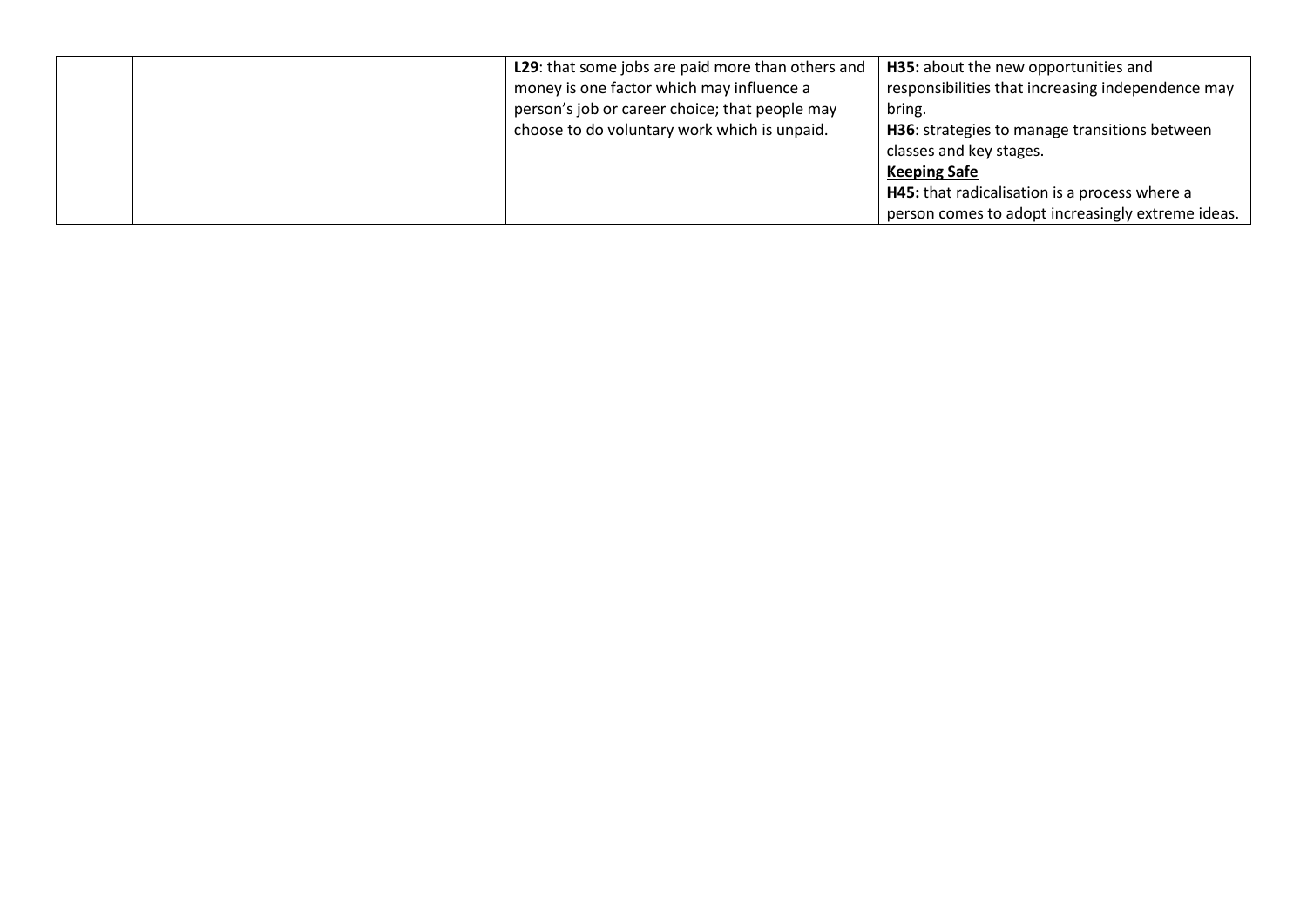| | | | |
|---|---|---|---|
| | | **L29**: that some jobs are paid more than others and money is one factor which may influence a person's job or career choice; that people may choose to do voluntary work which is unpaid. | **H35:** about the new opportunities and responsibilities that increasing independence may bring.<br>**H36**: strategies to manage transitions between classes and key stages.<br>**Keeping Safe**<br>**H45:** that radicalisation is a process where a person comes to adopt increasingly extreme ideas. |